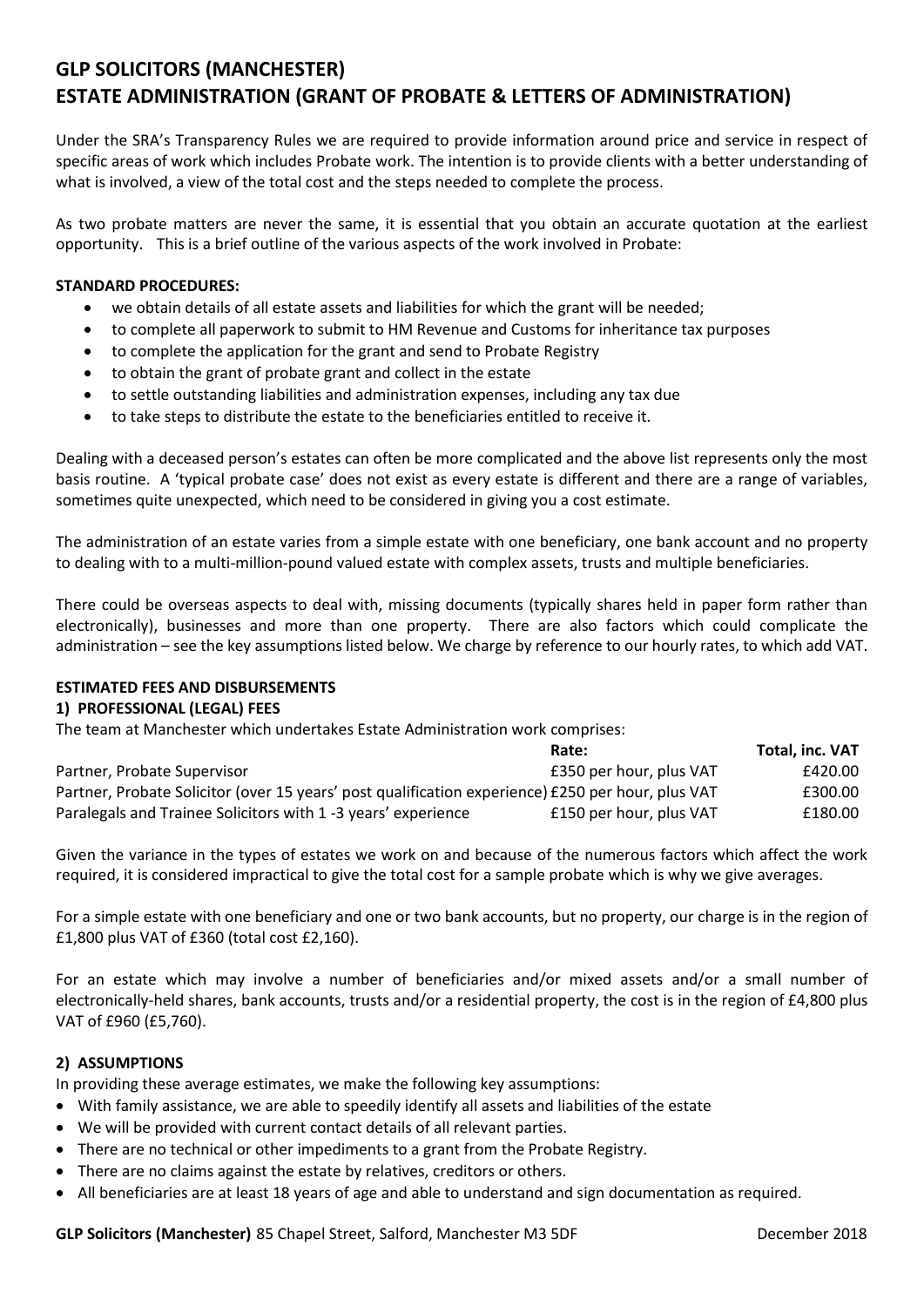# GLP SOLICITORS (MANCHESTER)
# ESTATE ADMINISTRATION (GRANT OF PROBATE & LETTERS OF ADMINISTRATION)

Under the SRA's Transparency Rules we are required to provide information around price and service in respect of specific areas of work which includes Probate work. The intention is to provide clients with a better understanding of what is involved, a view of the total cost and the steps needed to complete the process.

As two probate matters are never the same, it is essential that you obtain an accurate quotation at the earliest opportunity. This is a brief outline of the various aspects of the work involved in Probate:

**STANDARD PROCEDURES:**

- we obtain details of all estate assets and liabilities for which the grant will be needed;
- to complete all paperwork to submit to HM Revenue and Customs for inheritance tax purposes
- to complete the application for the grant and send to Probate Registry
- to obtain the grant of probate grant and collect in the estate
- to settle outstanding liabilities and administration expenses, including any tax due
- to take steps to distribute the estate to the beneficiaries entitled to receive it.

Dealing with a deceased person's estates can often be more complicated and the above list represents only the most basis routine. A 'typical probate case' does not exist as every estate is different and there are a range of variables, sometimes quite unexpected, which need to be considered in giving you a cost estimate.

The administration of an estate varies from a simple estate with one beneficiary, one bank account and no property to dealing with to a multi-million-pound valued estate with complex assets, trusts and multiple beneficiaries.

There could be overseas aspects to deal with, missing documents (typically shares held in paper form rather than electronically), businesses and more than one property. There are also factors which could complicate the administration – see the key assumptions listed below. We charge by reference to our hourly rates, to which add VAT.

**ESTIMATED FEES AND DISBURSEMENTS**

**1) PROFESSIONAL (LEGAL) FEES**

The team at Manchester which undertakes Estate Administration work comprises:

| | Rate: | Total, inc. VAT |
|---|---|---|
| Partner, Probate Supervisor | £350 per hour, plus VAT | £420.00 |
| Partner, Probate Solicitor (over 15 years' post qualification experience) | £250 per hour, plus VAT | £300.00 |
| Paralegals and Trainee Solicitors with 1 -3 years' experience | £150 per hour, plus VAT | £180.00 |

Given the variance in the types of estates we work on and because of the numerous factors which affect the work required, it is considered impractical to give the total cost for a sample probate which is why we give averages.

For a simple estate with one beneficiary and one or two bank accounts, but no property, our charge is in the region of £1,800 plus VAT of £360 (total cost £2,160).

For an estate which may involve a number of beneficiaries and/or mixed assets and/or a small number of electronically-held shares, bank accounts, trusts and/or a residential property, the cost is in the region of £4,800 plus VAT of £960 (£5,760).

**2) ASSUMPTIONS**

In providing these average estimates, we make the following key assumptions:

- With family assistance, we are able to speedily identify all assets and liabilities of the estate
- We will be provided with current contact details of all relevant parties.
- There are no technical or other impediments to a grant from the Probate Registry.
- There are no claims against the estate by relatives, creditors or others.
- All beneficiaries are at least 18 years of age and able to understand and sign documentation as required.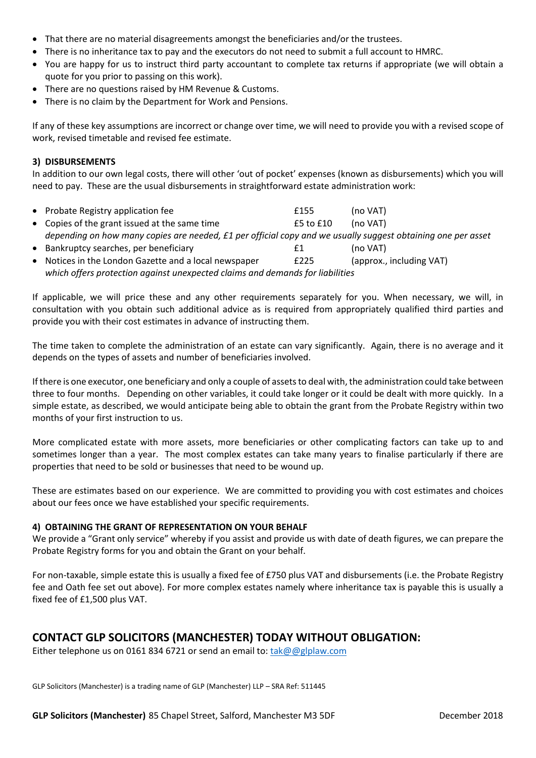- That there are no material disagreements amongst the beneficiaries and/or the trustees.
- There is no inheritance tax to pay and the executors do not need to submit a full account to HMRC.
- You are happy for us to instruct third party accountant to complete tax returns if appropriate (we will obtain a quote for you prior to passing on this work).
- There are no questions raised by HM Revenue & Customs.
- There is no claim by the Department for Work and Pensions.

If any of these key assumptions are incorrect or change over time, we will need to provide you with a revised scope of work, revised timetable and revised fee estimate.

### 3) DISBURSEMENTS

In addition to our own legal costs, there will other 'out of pocket' expenses (known as disbursements) which you will need to pay. These are the usual disbursements in straightforward estate administration work:

- Probate Registry application fee — £155 (no VAT)
- Copies of the grant issued at the same time — £5 to £10 (no VAT)
  *depending on how many copies are needed, £1 per official copy and we usually suggest obtaining one per asset*
- Bankruptcy searches, per beneficiary — £1 (no VAT)
- Notices in the London Gazette and a local newspaper — £225 (approx., including VAT)
  *which offers protection against unexpected claims and demands for liabilities*

If applicable, we will price these and any other requirements separately for you. When necessary, we will, in consultation with you obtain such additional advice as is required from appropriately qualified third parties and provide you with their cost estimates in advance of instructing them.

The time taken to complete the administration of an estate can vary significantly. Again, there is no average and it depends on the types of assets and number of beneficiaries involved.

If there is one executor, one beneficiary and only a couple of assets to deal with, the administration could take between three to four months. Depending on other variables, it could take longer or it could be dealt with more quickly. In a simple estate, as described, we would anticipate being able to obtain the grant from the Probate Registry within two months of your first instruction to us.

More complicated estate with more assets, more beneficiaries or other complicating factors can take up to and sometimes longer than a year. The most complex estates can take many years to finalise particularly if there are properties that need to be sold or businesses that need to be wound up.

These are estimates based on our experience. We are committed to providing you with cost estimates and choices about our fees once we have established your specific requirements.

### 4) OBTAINING THE GRANT OF REPRESENTATION ON YOUR BEHALF

We provide a "Grant only service" whereby if you assist and provide us with date of death figures, we can prepare the Probate Registry forms for you and obtain the Grant on your behalf.

For non-taxable, simple estate this is usually a fixed fee of £750 plus VAT and disbursements (i.e. the Probate Registry fee and Oath fee set out above). For more complex estates namely where inheritance tax is payable this is usually a fixed fee of £1,500 plus VAT.

## CONTACT GLP SOLICITORS (MANCHESTER) TODAY WITHOUT OBLIGATION:

Either telephone us on 0161 834 6721 or send an email to: tak@@glplaw.com

GLP Solicitors (Manchester) is a trading name of GLP (Manchester) LLP – SRA Ref: 511445

**GLP Solicitors (Manchester)** 85 Chapel Street, Salford, Manchester M3 5DF December 2018